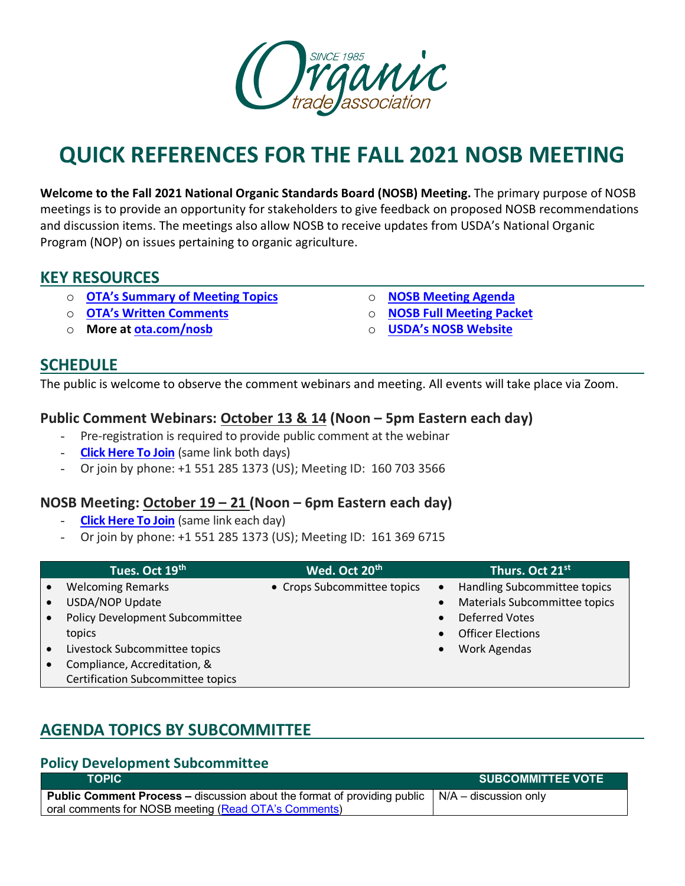# QUICK REFERENCES FOR THE FALL 2021 NOSB MEETING

**Welcome to the Fall 2021 National Organic Standards Board (NOSB) Meeting.** The primary purpose of NOSB meetings is to provide an opportunity for stakeholders to give feedback on proposed NOSB recommendations and discussion items. The meetings also allow NOSB to receive updates from USDA's National Organic Program (NOP) on issues pertaining to organic agriculture.

## KEY RESOURCES

- **OTA's Summary of Meeting Topics**
- **OTA's Written Comments**
- **More at ota.com/nosb**
- **NOSB Meeting Agenda**
- **NOSB Full Meeting Packet**
- **USDA's NOSB Website**

## SCHEDULE

The public is welcome to observe the comment webinars and meeting. All events will take place via Zoom.

### Public Comment Webinars: October 13 & 14 (Noon – 5pm Eastern each day)

- Pre-registration is required to provide public comment at the webinar
- **Click Here To Join** (same link both days)
- Or join by phone: +1 551 285 1373 (US); Meeting ID: 160 703 3566

### NOSB Meeting: October 19 – 21 (Noon – 6pm Eastern each day)

- **Click Here To Join** (same link each day)
- Or join by phone: +1 551 285 1373 (US); Meeting ID: 161 369 6715

| Tues. Oct 19th | Wed. Oct 20th | Thurs. Oct 21st |
|---|---|---|
| • Welcoming Remarks<br>• USDA/NOP Update<br>• Policy Development Subcommittee topics<br>• Livestock Subcommittee topics<br>• Compliance, Accreditation, & Certification Subcommittee topics | • Crops Subcommittee topics | • Handling Subcommittee topics<br>• Materials Subcommittee topics<br>• Deferred Votes<br>• Officer Elections<br>• Work Agendas |

## AGENDA TOPICS BY SUBCOMMITTEE

### Policy Development Subcommittee

| TOPIC | SUBCOMMITTEE VOTE |
|---|---|
| **Public Comment Process –** discussion about the format of providing public oral comments for NOSB meeting (Read OTA's Comments) | N/A – discussion only |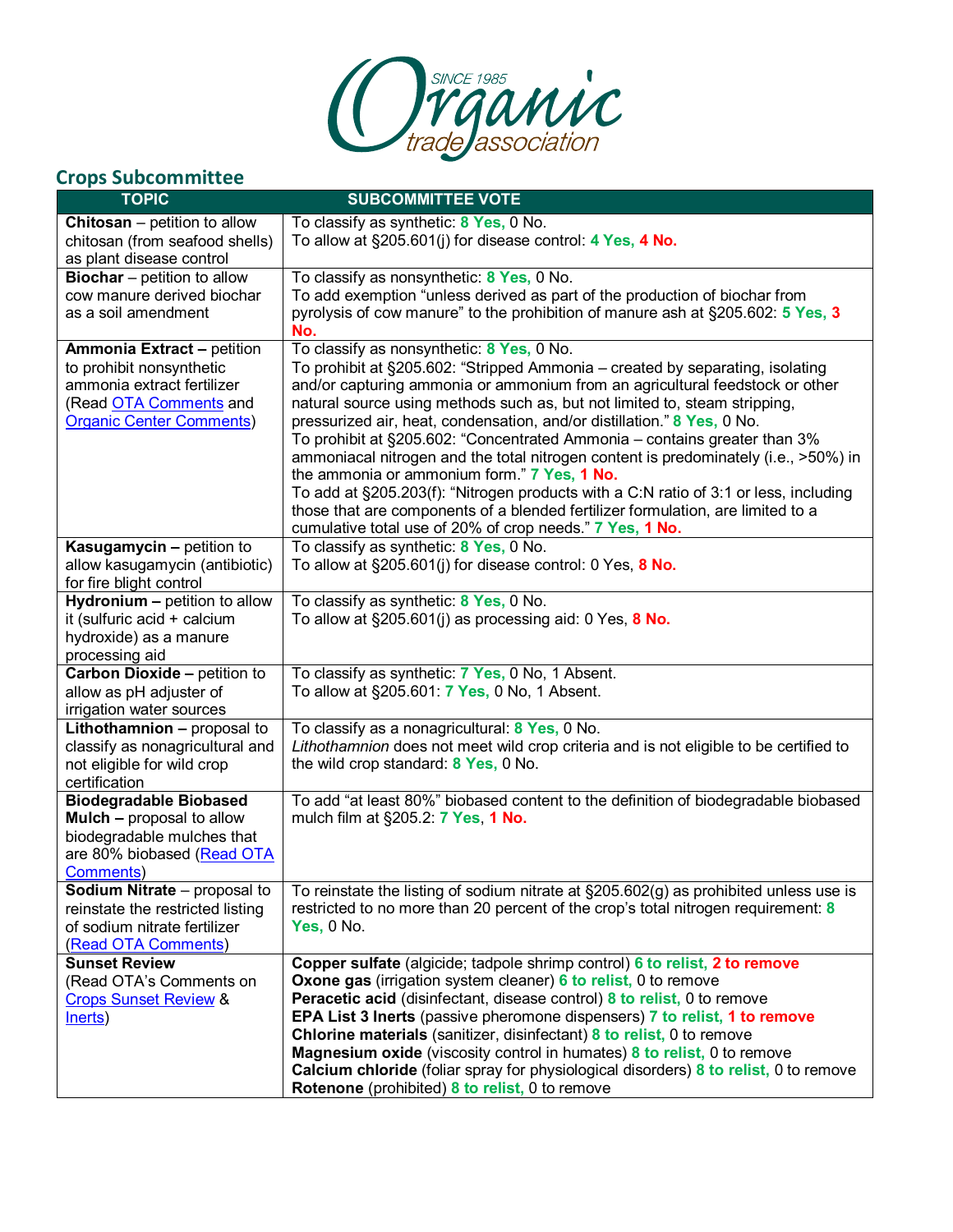## Crops Subcommittee

| TOPIC | SUBCOMMITTEE VOTE |
|---|---|
| **Chitosan** – petition to allow chitosan (from seafood shells) as plant disease control | To classify as synthetic: **8 Yes,** 0 No.<br>To allow at §205.601(j) for disease control: **4 Yes, 4 No.** |
| **Biochar** – petition to allow cow manure derived biochar as a soil amendment | To classify as nonsynthetic: **8 Yes,** 0 No.<br>To add exemption "unless derived as part of the production of biochar from pyrolysis of cow manure" to the prohibition of manure ash at §205.602: **5 Yes, 3 No.** |
| **Ammonia Extract –** petition to prohibit nonsynthetic ammonia extract fertilizer (Read OTA Comments and Organic Center Comments) | To classify as nonsynthetic: **8 Yes,** 0 No.<br>To prohibit at §205.602: "Stripped Ammonia – created by separating, isolating and/or capturing ammonia or ammonium from an agricultural feedstock or other natural source using methods such as, but not limited to, steam stripping, pressurized air, heat, condensation, and/or distillation." **8 Yes,** 0 No.<br>To prohibit at §205.602: "Concentrated Ammonia – contains greater than 3% ammoniacal nitrogen and the total nitrogen content is predominately (i.e., >50%) in the ammonia or ammonium form." **7 Yes, 1 No.**<br>To add at §205.203(f): "Nitrogen products with a C:N ratio of 3:1 or less, including those that are components of a blended fertilizer formulation, are limited to a cumulative total use of 20% of crop needs." **7 Yes, 1 No.** |
| **Kasugamycin –** petition to allow kasugamycin (antibiotic) for fire blight control | To classify as synthetic: **8 Yes,** 0 No.<br>To allow at §205.601(j) for disease control: 0 Yes, **8 No.** |
| **Hydronium –** petition to allow it (sulfuric acid + calcium hydroxide) as a manure processing aid | To classify as synthetic: **8 Yes,** 0 No.<br>To allow at §205.601(j) as processing aid: 0 Yes, **8 No.** |
| **Carbon Dioxide –** petition to allow as pH adjuster of irrigation water sources | To classify as synthetic: **7 Yes,** 0 No, 1 Absent.<br>To allow at §205.601: **7 Yes,** 0 No, 1 Absent. |
| **Lithothamnion –** proposal to classify as nonagricultural and not eligible for wild crop certification | To classify as a nonagricultural: **8 Yes,** 0 No.<br>*Lithothamnion* does not meet wild crop criteria and is not eligible to be certified to the wild crop standard: **8 Yes,** 0 No. |
| **Biodegradable Biobased Mulch –** proposal to allow biodegradable mulches that are 80% biobased (Read OTA Comments) | To add "at least 80%" biobased content to the definition of biodegradable biobased mulch film at §205.2: **7 Yes, 1 No.** |
| **Sodium Nitrate** – proposal to reinstate the restricted listing of sodium nitrate fertilizer (Read OTA Comments) | To reinstate the listing of sodium nitrate at §205.602(g) as prohibited unless use is restricted to no more than 20 percent of the crop's total nitrogen requirement: **8 Yes,** 0 No. |
| **Sunset Review** (Read OTA's Comments on Crops Sunset Review & Inerts) | **Copper sulfate** (algicide; tadpole shrimp control) **6 to relist, 2 to remove**<br>**Oxone gas** (irrigation system cleaner) **6 to relist,** 0 to remove<br>**Peracetic acid** (disinfectant, disease control) **8 to relist,** 0 to remove<br>**EPA List 3 Inerts** (passive pheromone dispensers) **7 to relist, 1 to remove**<br>**Chlorine materials** (sanitizer, disinfectant) **8 to relist,** 0 to remove<br>**Magnesium oxide** (viscosity control in humates) **8 to relist,** 0 to remove<br>**Calcium chloride** (foliar spray for physiological disorders) **8 to relist,** 0 to remove<br>**Rotenone** (prohibited) **8 to relist,** 0 to remove |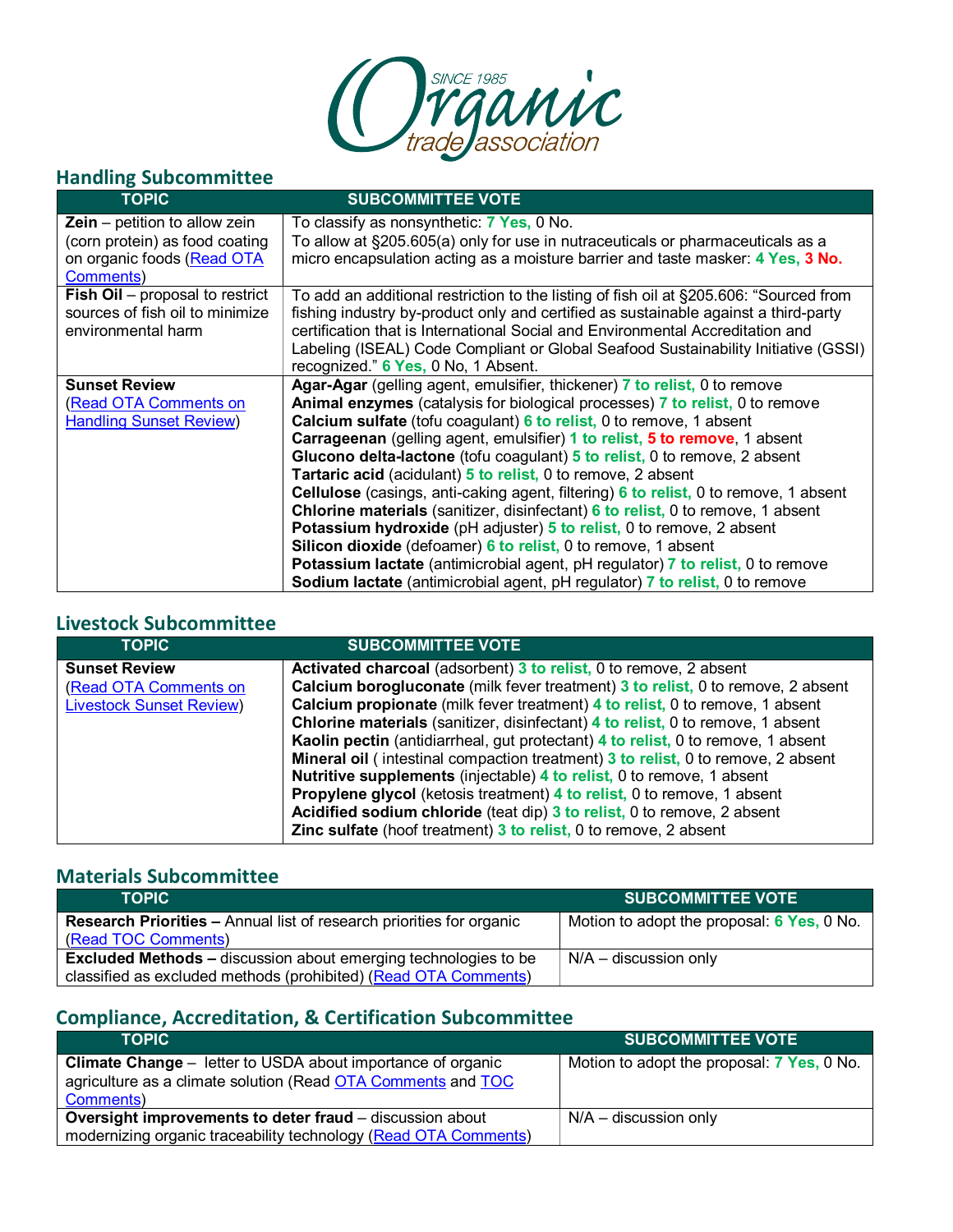## Handling Subcommittee

| TOPIC | SUBCOMMITTEE VOTE |
|---|---|
| **Zein** – petition to allow zein (corn protein) as food coating on organic foods (Read OTA Comments) | To classify as nonsynthetic: **7 Yes,** 0 No.<br>To allow at §205.605(a) only for use in nutraceuticals or pharmaceuticals as a micro encapsulation acting as a moisture barrier and taste masker: **4 Yes, 3 No.** |
| **Fish Oil** – proposal to restrict sources of fish oil to minimize environmental harm | To add an additional restriction to the listing of fish oil at §205.606: "Sourced from fishing industry by-product only and certified as sustainable against a third-party certification that is International Social and Environmental Accreditation and Labeling (ISEAL) Code Compliant or Global Seafood Sustainability Initiative (GSSI) recognized." **6 Yes,** 0 No, 1 Absent. |
| **Sunset Review** (Read OTA Comments on Handling Sunset Review) | **Agar-Agar** (gelling agent, emulsifier, thickener) **7 to relist,** 0 to remove<br>**Animal enzymes** (catalysis for biological processes) **7 to relist,** 0 to remove<br>**Calcium sulfate** (tofu coagulant) **6 to relist,** 0 to remove, 1 absent<br>**Carrageenan** (gelling agent, emulsifier) **1 to relist, 5 to remove**, 1 absent<br>**Glucono delta-lactone** (tofu coagulant) **5 to relist,** 0 to remove, 2 absent<br>**Tartaric acid** (acidulant) **5 to relist,** 0 to remove, 2 absent<br>**Cellulose** (casings, anti-caking agent, filtering) **6 to relist,** 0 to remove, 1 absent<br>**Chlorine materials** (sanitizer, disinfectant) **6 to relist,** 0 to remove, 1 absent<br>**Potassium hydroxide** (pH adjuster) **5 to relist,** 0 to remove, 2 absent<br>**Silicon dioxide** (defoamer) **6 to relist,** 0 to remove, 1 absent<br>**Potassium lactate** (antimicrobial agent, pH regulator) **7 to relist,** 0 to remove<br>**Sodium lactate** (antimicrobial agent, pH regulator) **7 to relist,** 0 to remove |

## Livestock Subcommittee

| TOPIC | SUBCOMMITTEE VOTE |
|---|---|
| **Sunset Review** (Read OTA Comments on Livestock Sunset Review) | **Activated charcoal** (adsorbent) **3 to relist,** 0 to remove, 2 absent<br>**Calcium borogluconate** (milk fever treatment) **3 to relist,** 0 to remove, 2 absent<br>**Calcium propionate** (milk fever treatment) **4 to relist,** 0 to remove, 1 absent<br>**Chlorine materials** (sanitizer, disinfectant) **4 to relist,** 0 to remove, 1 absent<br>**Kaolin pectin** (antidiarrheal, gut protectant) **4 to relist,** 0 to remove, 1 absent<br>**Mineral oil** ( intestinal compaction treatment) **3 to relist,** 0 to remove, 2 absent<br>**Nutritive supplements** (injectable) **4 to relist,** 0 to remove, 1 absent<br>**Propylene glycol** (ketosis treatment) **4 to relist,** 0 to remove, 1 absent<br>**Acidified sodium chloride** (teat dip) **3 to relist,** 0 to remove, 2 absent<br>**Zinc sulfate** (hoof treatment) **3 to relist,** 0 to remove, 2 absent |

## Materials Subcommittee

| TOPIC | SUBCOMMITTEE VOTE |
|---|---|
| **Research Priorities –** Annual list of research priorities for organic (Read TOC Comments) | Motion to adopt the proposal: **6 Yes,** 0 No. |
| **Excluded Methods –** discussion about emerging technologies to be classified as excluded methods (prohibited) (Read OTA Comments) | N/A – discussion only |

## Compliance, Accreditation, & Certification Subcommittee

| TOPIC | SUBCOMMITTEE VOTE |
|---|---|
| **Climate Change** – letter to USDA about importance of organic agriculture as a climate solution (Read OTA Comments and TOC Comments) | Motion to adopt the proposal: **7 Yes,** 0 No. |
| **Oversight improvements to deter fraud** – discussion about modernizing organic traceability technology (Read OTA Comments) | N/A – discussion only |